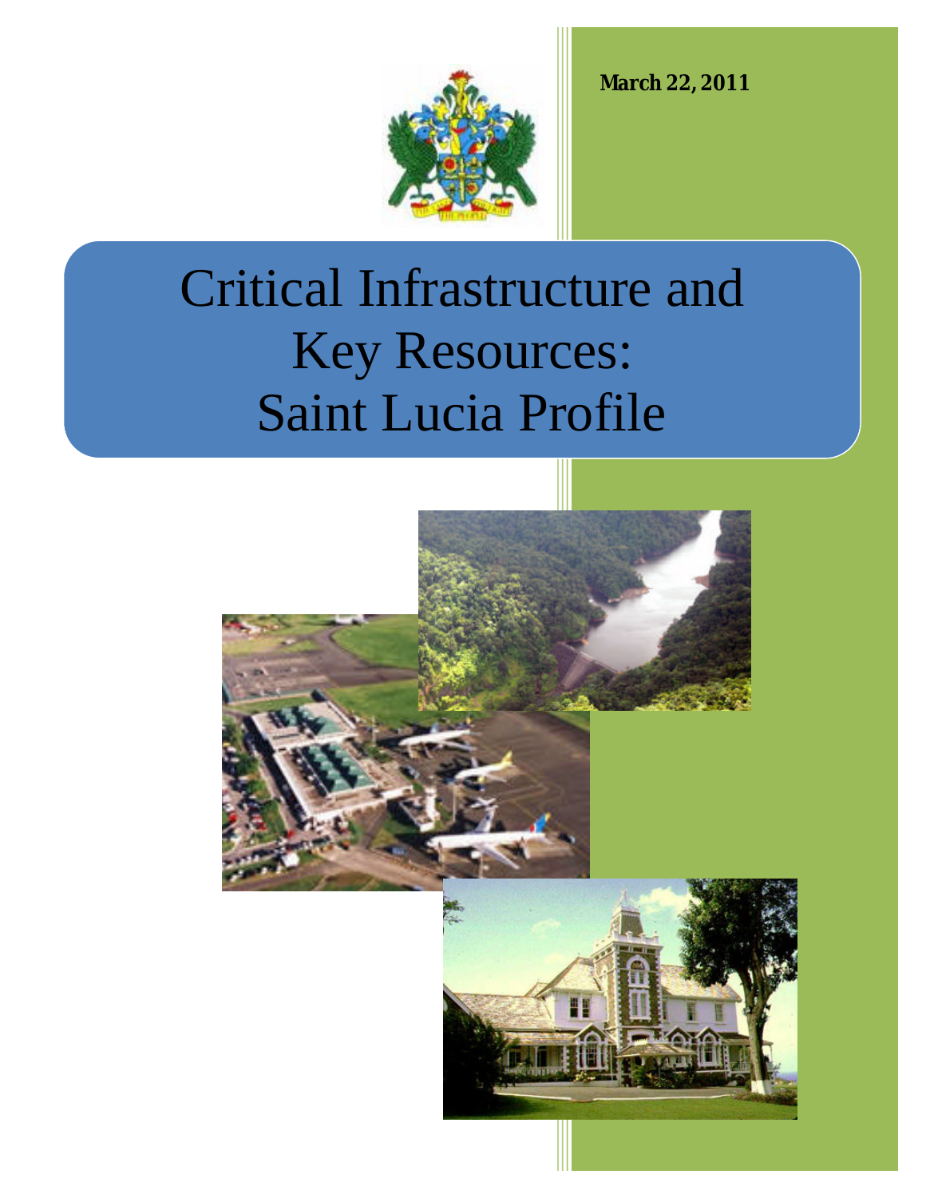**March 22, 2011**

# Critical Infrastructure and Key Resources: Saint Lucia Profile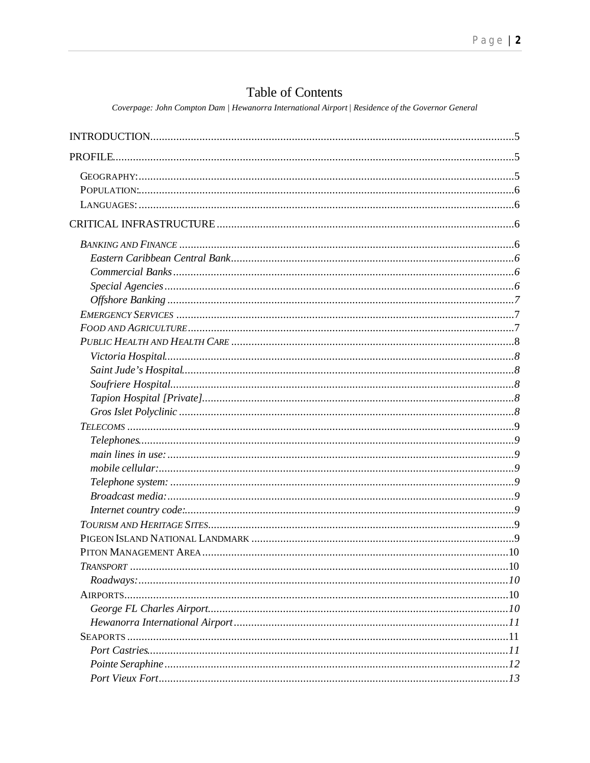# Table of Contents

*Coverpage: John Compton Dam | Hewanorra International Airport | Residence of the Governor General*

INTRODUCTION.....5

PROFILE.....5

- GEOGRAPHY:.....5
- POPULATION:.....6
- LANGUAGES:.....6

CRITICAL INFRASTRUCTURE.....6

- *BANKING AND FINANCE*.....6
  - *Eastern Caribbean Central Bank*.....6
  - *Commercial Banks*.....6
  - *Special Agencies*.....6
  - *Offshore Banking*.....7
- *EMERGENCY SERVICES*.....7
- *FOOD AND AGRICULTURE*.....7
- *PUBLIC HEALTH AND HEALTH CARE*.....8
  - *Victoria Hospital*.....8
  - *Saint Jude's Hospital*.....8
  - *Soufriere Hospital*.....8
  - *Tapion Hospital [Private]*.....8
  - *Gros Islet Polyclinic*.....8
- *TELECOMS*.....9
  - *Telephones*.....9
  - *main lines in use:*.....9
  - *mobile cellular:*.....9
  - *Telephone system:*.....9
  - *Broadcast media:*.....9
  - *Internet country code:*.....9
- *TOURISM AND HERITAGE SITES*.....9
- PIGEON ISLAND NATIONAL LANDMARK.....9
- PITON MANAGEMENT AREA.....10
- *TRANSPORT*.....10
  - *Roadways:*.....10
- AIRPORTS.....10
  - *George FL Charles Airport*.....10
  - *Hewanorra International Airport*.....11
- SEAPORTS.....11
  - *Port Castries*.....11
  - *Pointe Seraphine*.....12
  - *Port Vieux Fort*.....13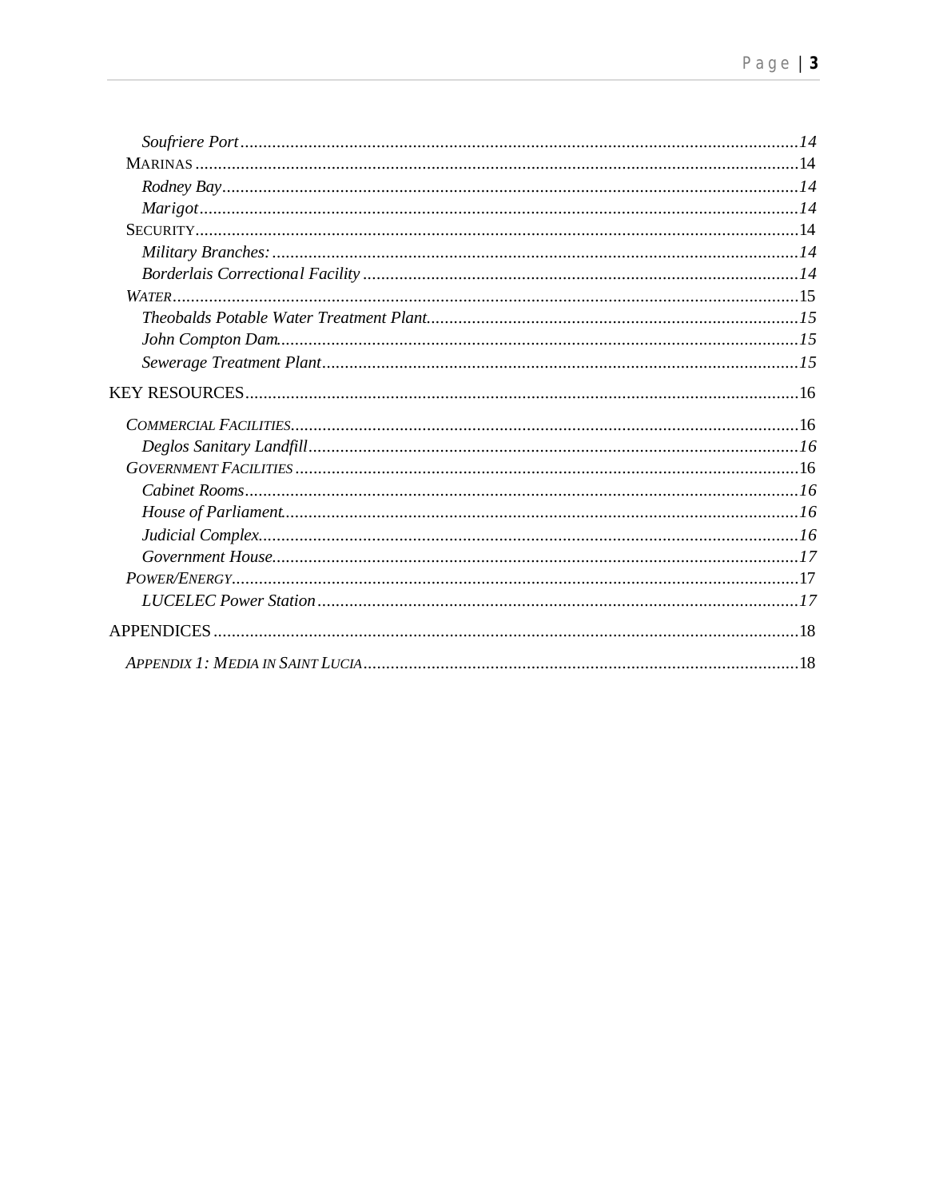*Soufriere Port* .......................................................................................................................... *14*

MARINAS ................................................................................................................................... 14

*Rodney Bay* .............................................................................................................................. *14*

*Marigot* ...................................................................................................................................... *14*

SECURITY .................................................................................................................................... 14

*Military Branches:* ................................................................................................................... *14*

*Borderlais Correctional Facility* ............................................................................................... *14*

*WATER* ........................................................................................................................................ 15

*Theobalds Potable Water Treatment Plant* ................................................................................ *15*

*John Compton Dam* ................................................................................................................... *15*

*Sewerage Treatment Plant* ........................................................................................................ *15*

KEY RESOURCES ........................................................................................................................ 16

*COMMERCIAL FACILITIES* ........................................................................................................... 16

*Deglos Sanitary Landfill* ........................................................................................................... *16*

*GOVERNMENT FACILITIES* .......................................................................................................... 16

*Cabinet Rooms* ......................................................................................................................... *16*

*House of Parliament* ................................................................................................................. *16*

*Judicial Complex* ....................................................................................................................... *16*

*Government House* .................................................................................................................... *17*

*POWER/ENERGY* ........................................................................................................................... 17

*LUCELEC Power Station* ........................................................................................................... *17*

APPENDICES ................................................................................................................................ 18

*APPENDIX 1: MEDIA IN SAINT LUCIA* .......................................................................................... 18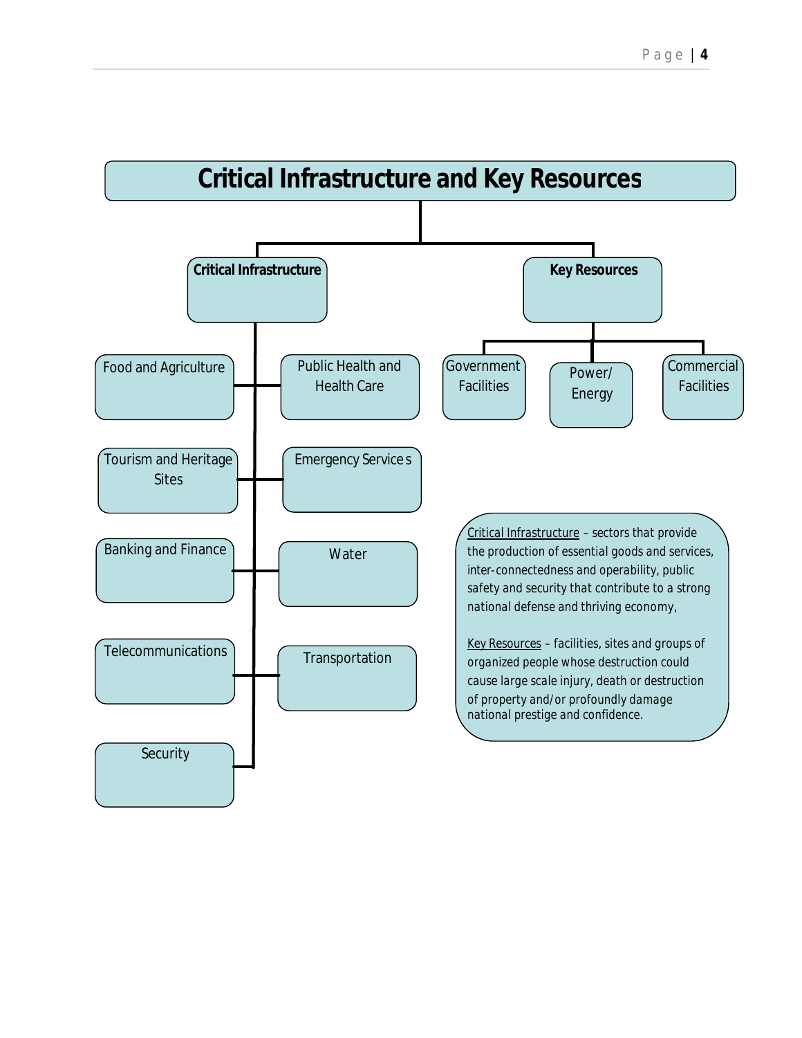# Critical Infrastructure and Key Resources

## Critical Infrastructure

- Food and Agriculture
- Public Health and Health Care
- Tourism and Heritage Sites
- Emergency Services
- Banking and Finance
- Water
- Telecommunications
- Transportation
- Security

## Key Resources

- Government Facilities
- Power/ Energy
- Commercial Facilities

Critical Infrastructure – sectors that provide the production of essential goods and services, inter-connectedness and operability, public safety and security that contribute to a strong national defense and thriving economy,

Key Resources – facilities, sites and groups of organized people whose destruction could cause large scale injury, death or destruction of property and/or profoundly damage national prestige and confidence.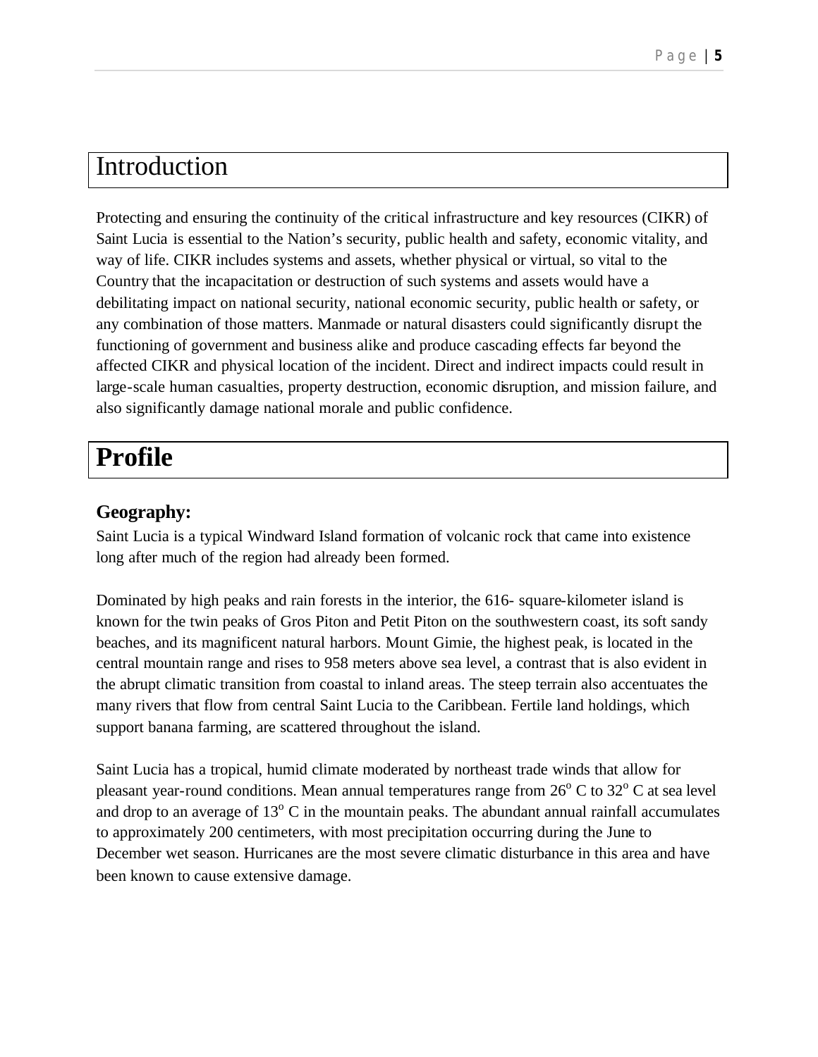# Introduction

Protecting and ensuring the continuity of the critical infrastructure and key resources (CIKR) of Saint Lucia is essential to the Nation's security, public health and safety, economic vitality, and way of life. CIKR includes systems and assets, whether physical or virtual, so vital to the Country that the incapacitation or destruction of such systems and assets would have a debilitating impact on national security, national economic security, public health or safety, or any combination of those matters. Manmade or natural disasters could significantly disrupt the functioning of government and business alike and produce cascading effects far beyond the affected CIKR and physical location of the incident. Direct and indirect impacts could result in large-scale human casualties, property destruction, economic disruption, and mission failure, and also significantly damage national morale and public confidence.

# Profile

## Geography:

Saint Lucia is a typical Windward Island formation of volcanic rock that came into existence long after much of the region had already been formed.

Dominated by high peaks and rain forests in the interior, the 616- square-kilometer island is known for the twin peaks of Gros Piton and Petit Piton on the southwestern coast, its soft sandy beaches, and its magnificent natural harbors. Mount Gimie, the highest peak, is located in the central mountain range and rises to 958 meters above sea level, a contrast that is also evident in the abrupt climatic transition from coastal to inland areas. The steep terrain also accentuates the many rivers that flow from central Saint Lucia to the Caribbean. Fertile land holdings, which support banana farming, are scattered throughout the island.

Saint Lucia has a tropical, humid climate moderated by northeast trade winds that allow for pleasant year-round conditions. Mean annual temperatures range from $26^{o}$ C to $32^{o}$ C at sea level and drop to an average of $13^{o}$ C in the mountain peaks. The abundant annual rainfall accumulates to approximately 200 centimeters, with most precipitation occurring during the June to December wet season. Hurricanes are the most severe climatic disturbance in this area and have been known to cause extensive damage.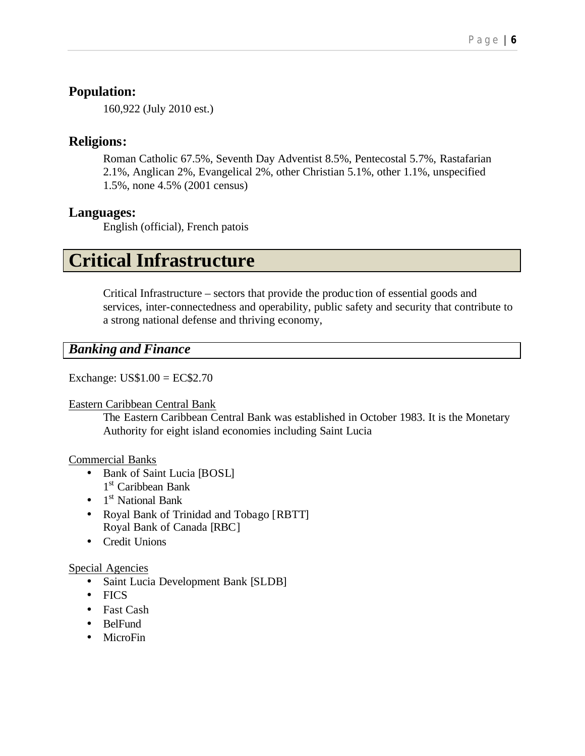### Population:

160,922 (July 2010 est.)

### Religions:

Roman Catholic 67.5%, Seventh Day Adventist 8.5%, Pentecostal 5.7%, Rastafarian 2.1%, Anglican 2%, Evangelical 2%, other Christian 5.1%, other 1.1%, unspecified 1.5%, none 4.5% (2001 census)

### Languages:

English (official), French patois

# Critical Infrastructure

Critical Infrastructure – sectors that provide the production of essential goods and services, inter-connectedness and operability, public safety and security that contribute to a strong national defense and thriving economy,

## *Banking and Finance*

Exchange: US$1.00 = EC$2.70

<u>Eastern Caribbean Central Bank</u>

The Eastern Caribbean Central Bank was established in October 1983. It is the Monetary Authority for eight island economies including Saint Lucia

<u>Commercial Banks</u>

- Bank of Saint Lucia [BOSL]
  1st Caribbean Bank
- 1st National Bank
- Royal Bank of Trinidad and Tobago [RBTT]
  Royal Bank of Canada [RBC]
- Credit Unions

<u>Special Agencies</u>

- Saint Lucia Development Bank [SLDB]
- FICS
- Fast Cash
- BelFund
- MicroFin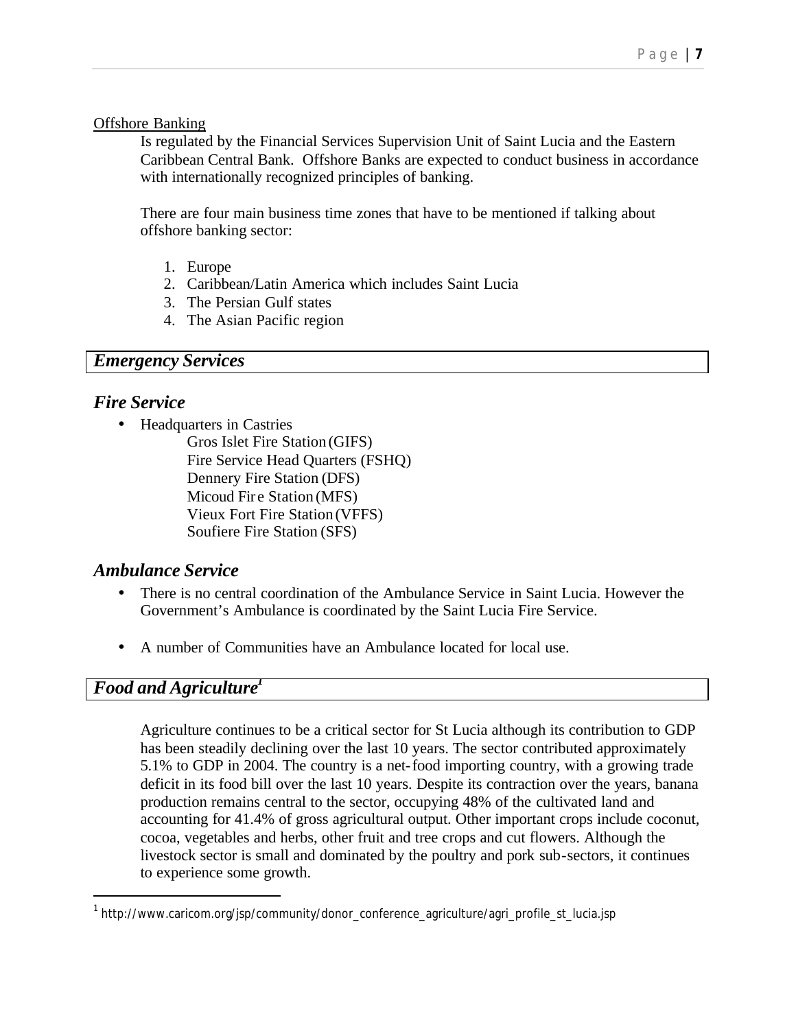Offshore Banking

Is regulated by the Financial Services Supervision Unit of Saint Lucia and the Eastern Caribbean Central Bank. Offshore Banks are expected to conduct business in accordance with internationally recognized principles of banking.

There are four main business time zones that have to be mentioned if talking about offshore banking sector:

1. Europe
2. Caribbean/Latin America which includes Saint Lucia
3. The Persian Gulf states
4. The Asian Pacific region

## *Emergency Services*

### *Fire Service*

- Headquarters in Castries
  - Gros Islet Fire Station (GIFS)
  - Fire Service Head Quarters (FSHQ)
  - Dennery Fire Station (DFS)
  - Micoud Fire Station (MFS)
  - Vieux Fort Fire Station (VFFS)
  - Soufiere Fire Station (SFS)

### *Ambulance Service*

- There is no central coordination of the Ambulance Service in Saint Lucia. However the Government's Ambulance is coordinated by the Saint Lucia Fire Service.
- A number of Communities have an Ambulance located for local use.

## *Food and Agriculture*[1]

Agriculture continues to be a critical sector for St Lucia although its contribution to GDP has been steadily declining over the last 10 years. The sector contributed approximately 5.1% to GDP in 2004. The country is a net-food importing country, with a growing trade deficit in its food bill over the last 10 years. Despite its contraction over the years, banana production remains central to the sector, occupying 48% of the cultivated land and accounting for 41.4% of gross agricultural output. Other important crops include coconut, cocoa, vegetables and herbs, other fruit and tree crops and cut flowers. Although the livestock sector is small and dominated by the poultry and pork sub-sectors, it continues to experience some growth.

[1] http://www.caricom.org/jsp/community/donor_conference_agriculture/agri_profile_st_lucia.jsp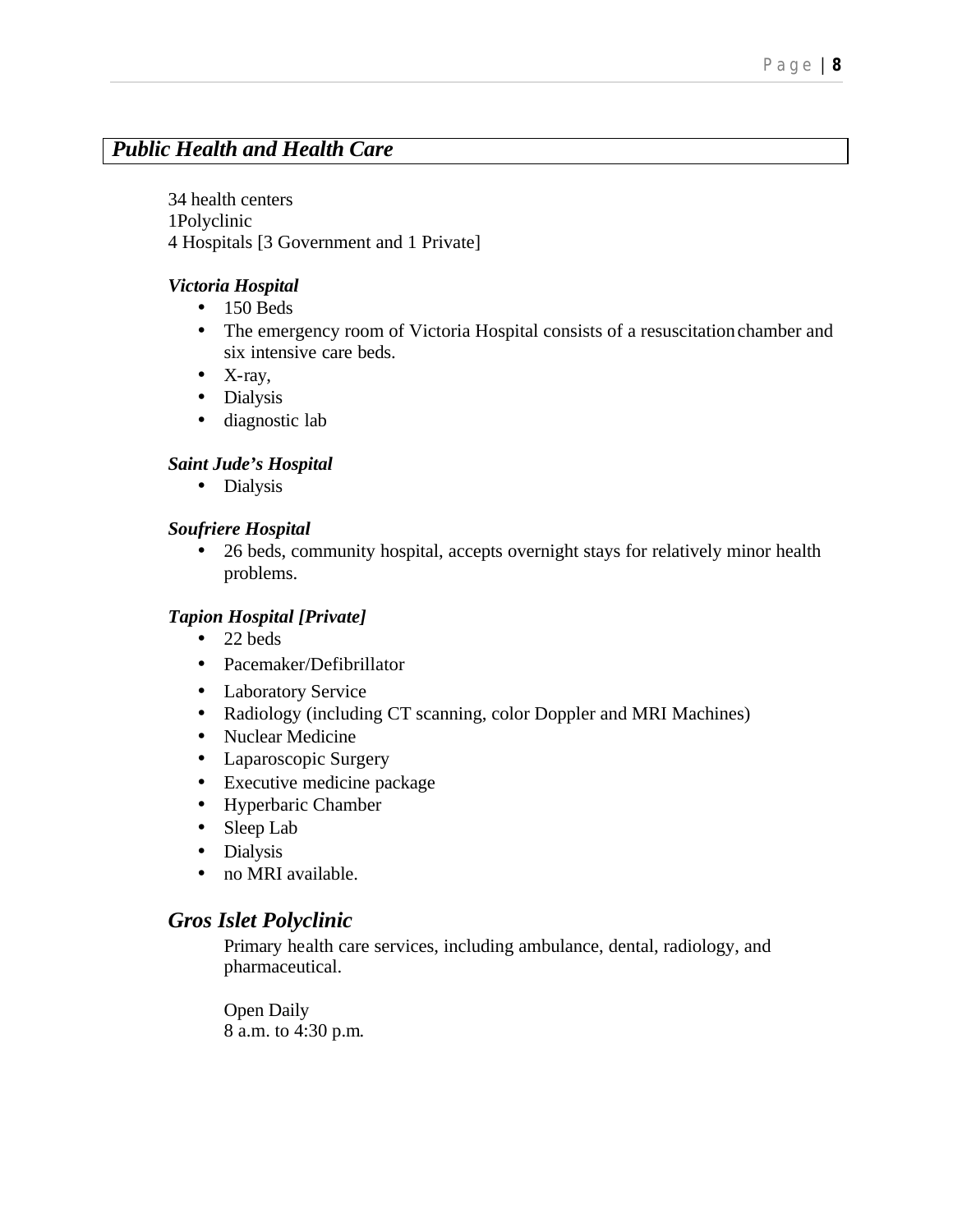## *Public Health and Health Care*

34 health centers
1Polyclinic
4 Hospitals [3 Government and 1 Private]

***Victoria Hospital***

- 150 Beds
- The emergency room of Victoria Hospital consists of a resuscitation chamber and six intensive care beds.
- X-ray,
- Dialysis
- diagnostic lab

***Saint Jude's Hospital***

- Dialysis

***Soufriere Hospital***

- 26 beds, community hospital, accepts overnight stays for relatively minor health problems.

***Tapion Hospital [Private]***

- 22 beds
- Pacemaker/Defibrillator
- Laboratory Service
- Radiology (including CT scanning, color Doppler and MRI Machines)
- Nuclear Medicine
- Laparoscopic Surgery
- Executive medicine package
- Hyperbaric Chamber
- Sleep Lab
- Dialysis
- no MRI available.

### *Gros Islet Polyclinic*

Primary health care services, including ambulance, dental, radiology, and pharmaceutical.

Open Daily
8 a.m. to 4:30 p.m.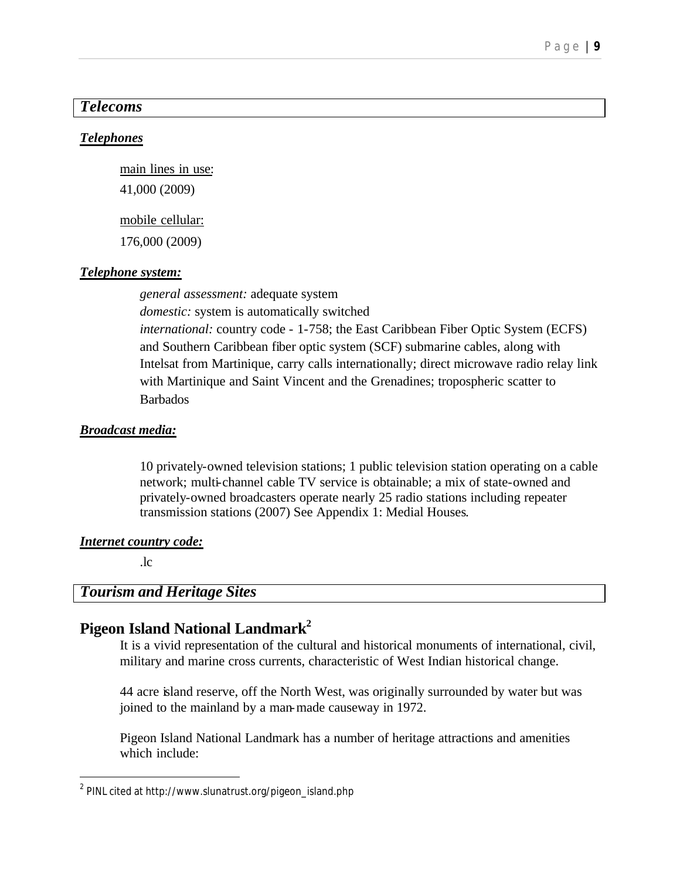## *Telecoms*

### ***Telephones***

main lines in use:
41,000 (2009)

mobile cellular:
176,000 (2009)

### ***Telephone system:***

*general assessment:* adequate system
*domestic:* system is automatically switched
*international:* country code - 1-758; the East Caribbean Fiber Optic System (ECFS) and Southern Caribbean fiber optic system (SCF) submarine cables, along with Intelsat from Martinique, carry calls internationally; direct microwave radio relay link with Martinique and Saint Vincent and the Grenadines; tropospheric scatter to Barbados

### ***Broadcast media:***

10 privately-owned television stations; 1 public television station operating on a cable network; multi-channel cable TV service is obtainable; a mix of state-owned and privately-owned broadcasters operate nearly 25 radio stations including repeater transmission stations (2007) See Appendix 1: Medial Houses.

### ***Internet country code:***

.lc

## *Tourism and Heritage Sites*

### Pigeon Island National Landmark[2]

It is a vivid representation of the cultural and historical monuments of international, civil, military and marine cross currents, characteristic of West Indian historical change.

44 acre island reserve, off the North West, was originally surrounded by water but was joined to the mainland by a man-made causeway in 1972.

Pigeon Island National Landmark has a number of heritage attractions and amenities which include:

---

[2] PINL cited at http://www.slunatrust.org/pigeon_island.php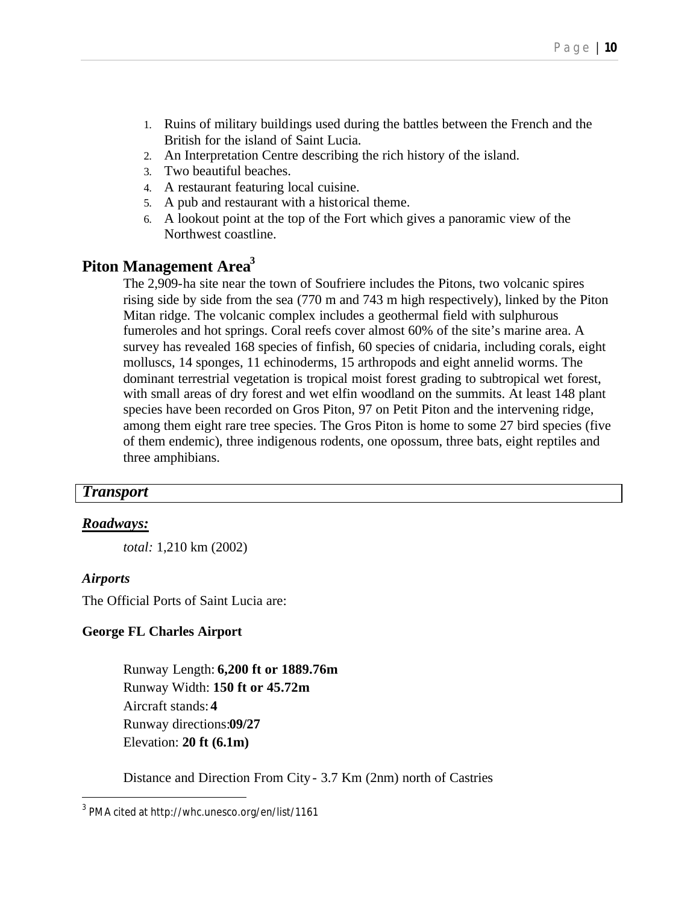1. Ruins of military buildings used during the battles between the French and the British for the island of Saint Lucia.
2. An Interpretation Centre describing the rich history of the island.
3. Two beautiful beaches.
4. A restaurant featuring local cuisine.
5. A pub and restaurant with a historical theme.
6. A lookout point at the top of the Fort which gives a panoramic view of the Northwest coastline.

## Piton Management Area[3]

The 2,909-ha site near the town of Soufriere includes the Pitons, two volcanic spires rising side by side from the sea (770 m and 743 m high respectively), linked by the Piton Mitan ridge. The volcanic complex includes a geothermal field with sulphurous fumeroles and hot springs. Coral reefs cover almost 60% of the site's marine area. A survey has revealed 168 species of finfish, 60 species of cnidaria, including corals, eight molluscs, 14 sponges, 11 echinoderms, 15 arthropods and eight annelid worms. The dominant terrestrial vegetation is tropical moist forest grading to subtropical wet forest, with small areas of dry forest and wet elfin woodland on the summits. At least 148 plant species have been recorded on Gros Piton, 97 on Petit Piton and the intervening ridge, among them eight rare tree species. The Gros Piton is home to some 27 bird species (five of them endemic), three indigenous rodents, one opossum, three bats, eight reptiles and three amphibians.

## *Transport*

### ***Roadways:***

*total:* 1,210 km (2002)

### *Airports*

The Official Ports of Saint Lucia are:

**George FL Charles Airport**

Runway Length: **6,200 ft or 1889.76m**
Runway Width: **150 ft or 45.72m**
Aircraft stands: **4**
Runway directions:**09/27**
Elevation: **20 ft (6.1m)**

Distance and Direction From City - 3.7 Km (2nm) north of Castries

[3] PMA cited at http://whc.unesco.org/en/list/1161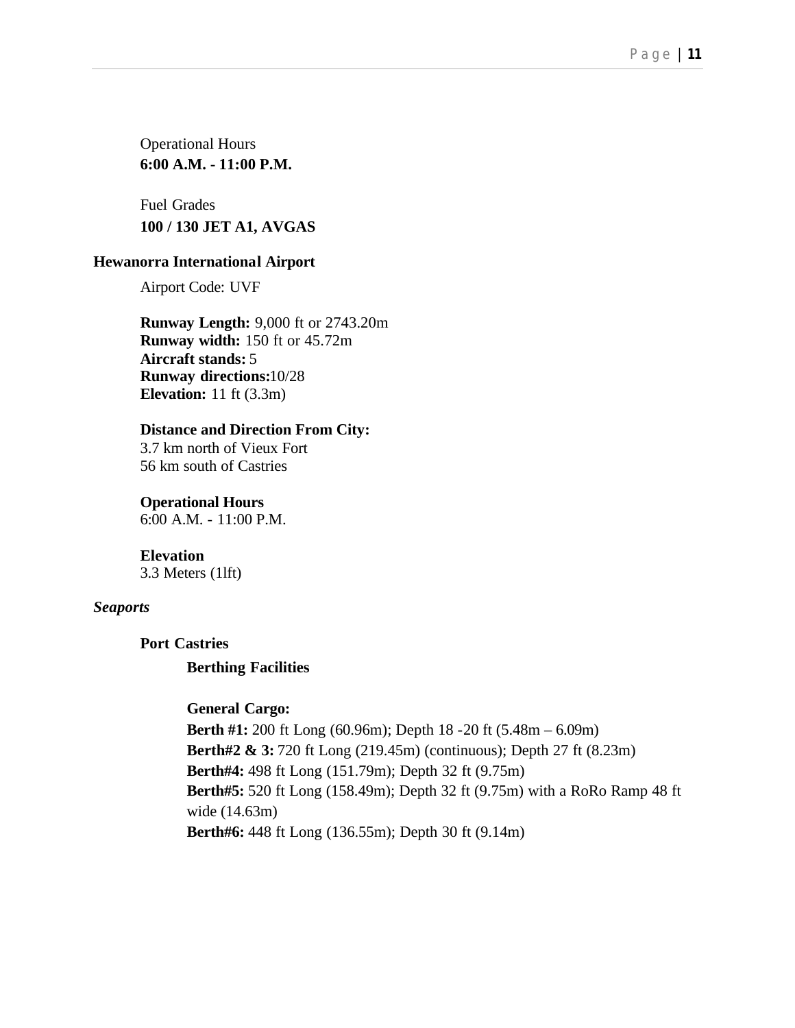Operational Hours
**6:00 A.M. - 11:00 P.M.**

Fuel Grades
**100 / 130 JET A1, AVGAS**

**Hewanorra International Airport**

Airport Code: UVF

**Runway Length:** 9,000 ft or 2743.20m
**Runway width:** 150 ft or 45.72m
**Aircraft stands:** 5
**Runway directions:**10/28
**Elevation:** 11 ft (3.3m)

**Distance and Direction From City:**
3.7 km north of Vieux Fort
56 km south of Castries

**Operational Hours**
6:00 A.M. - 11:00 P.M.

**Elevation**
3.3 Meters (1lft)

***Seaports***

**Port Castries**

**Berthing Facilities**

**General Cargo:**
**Berth #1:** 200 ft Long (60.96m); Depth 18 -20 ft (5.48m – 6.09m)
**Berth#2 & 3:** 720 ft Long (219.45m) (continuous); Depth 27 ft (8.23m)
**Berth#4:** 498 ft Long (151.79m); Depth 32 ft (9.75m)
**Berth#5:** 520 ft Long (158.49m); Depth 32 ft (9.75m) with a RoRo Ramp 48 ft wide (14.63m)
**Berth#6:** 448 ft Long (136.55m); Depth 30 ft (9.14m)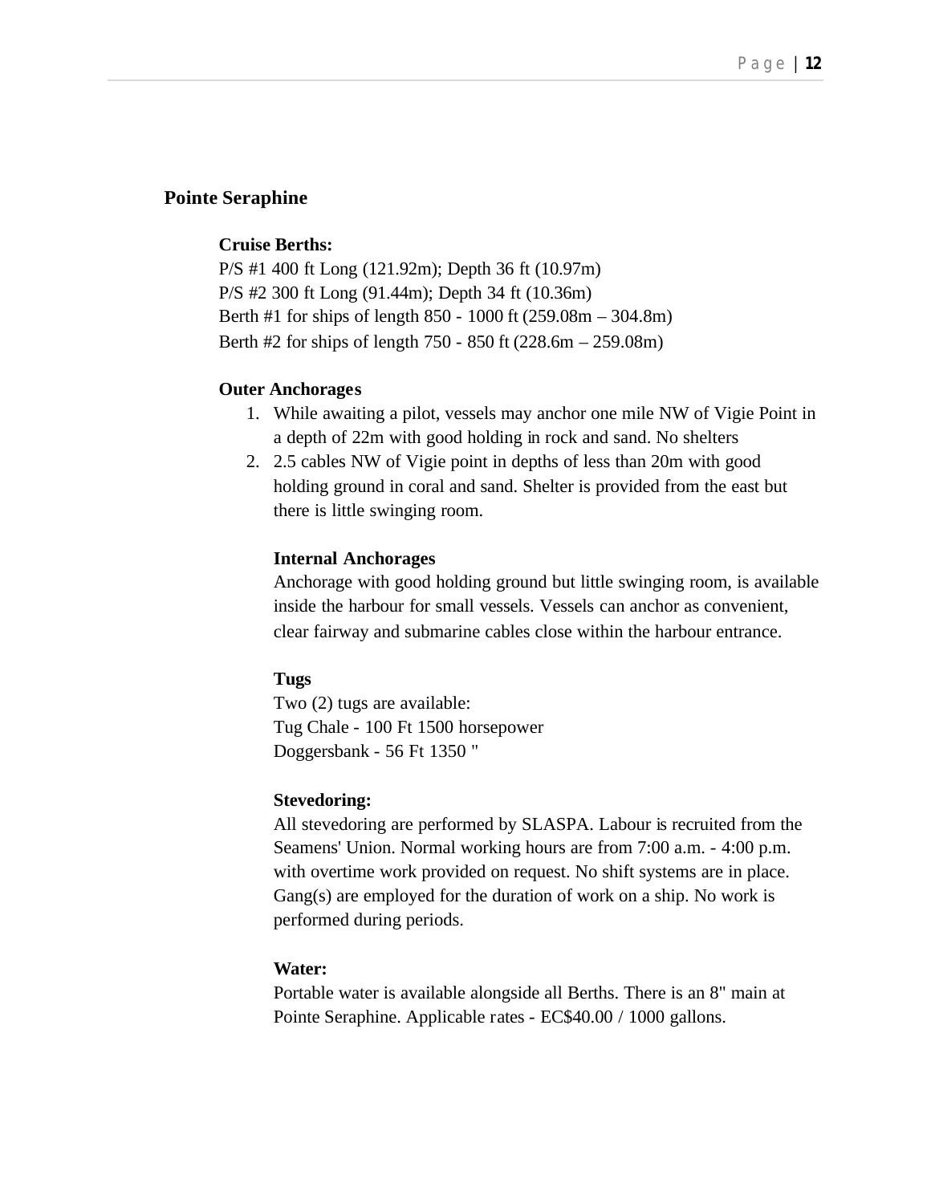## Pointe Seraphine

### Cruise Berths:

P/S #1 400 ft Long (121.92m); Depth 36 ft (10.97m)
P/S #2 300 ft Long (91.44m); Depth 34 ft (10.36m)
Berth #1 for ships of length 850 - 1000 ft (259.08m – 304.8m)
Berth #2 for ships of length 750 - 850 ft (228.6m – 259.08m)

### Outer Anchorages

1. While awaiting a pilot, vessels may anchor one mile NW of Vigie Point in a depth of 22m with good holding in rock and sand. No shelters
2. 2.5 cables NW of Vigie point in depths of less than 20m with good holding ground in coral and sand. Shelter is provided from the east but there is little swinging room.

### Internal Anchorages

Anchorage with good holding ground but little swinging room, is available inside the harbour for small vessels. Vessels can anchor as convenient, clear fairway and submarine cables close within the harbour entrance.

### Tugs

Two (2) tugs are available:
Tug Chale - 100 Ft 1500 horsepower
Doggersbank - 56 Ft 1350 "

### Stevedoring:

All stevedoring are performed by SLASPA. Labour is recruited from the Seamens' Union. Normal working hours are from 7:00 a.m. - 4:00 p.m. with overtime work provided on request. No shift systems are in place. Gang(s) are employed for the duration of work on a ship. No work is performed during periods.

### Water:

Portable water is available alongside all Berths. There is an 8" main at Pointe Seraphine. Applicable rates - EC$40.00 / 1000 gallons.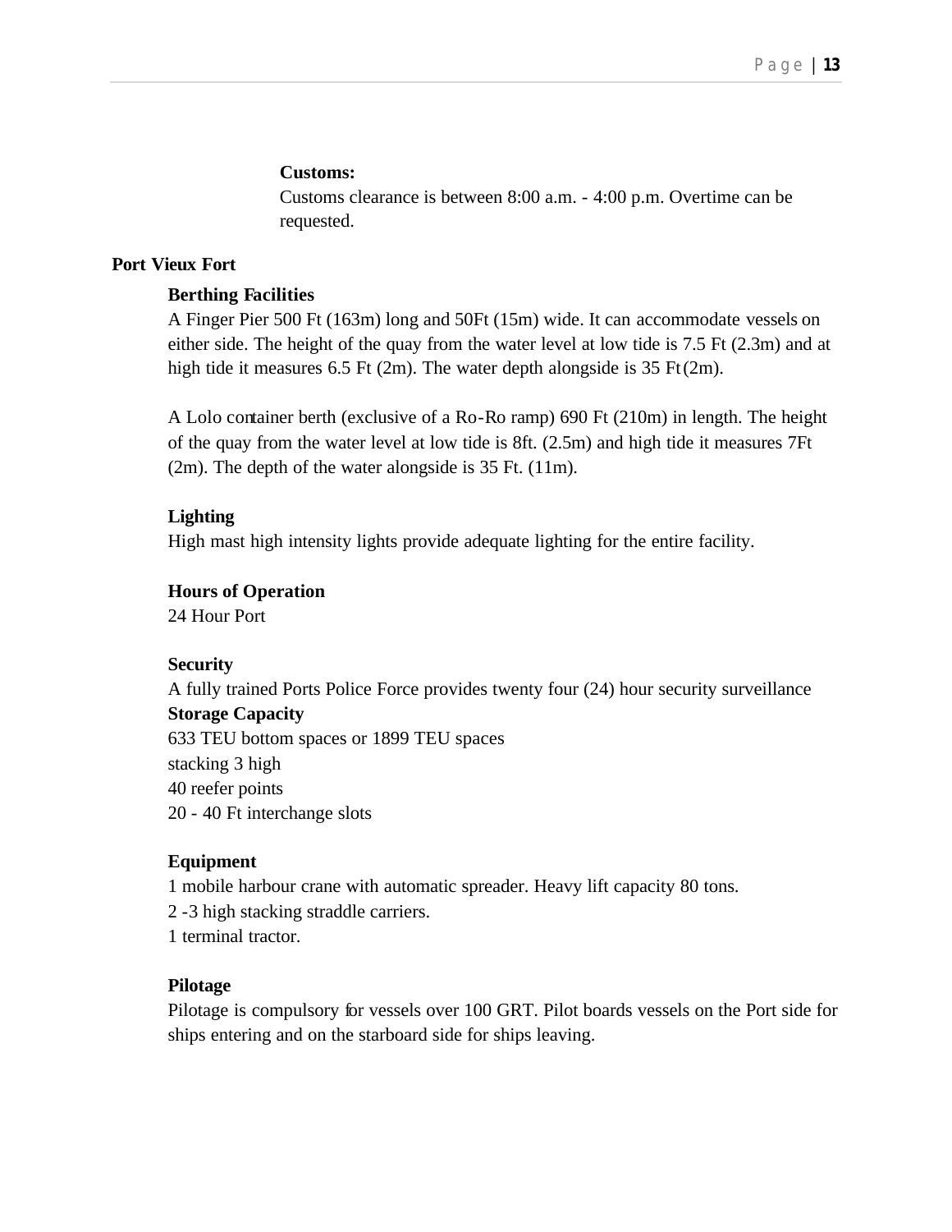**Customs:**

Customs clearance is between 8:00 a.m. - 4:00 p.m. Overtime can be requested.

**Port Vieux Fort**

**Berthing Facilities**

A Finger Pier 500 Ft (163m) long and 50Ft (15m) wide. It can accommodate vessels on either side. The height of the quay from the water level at low tide is 7.5 Ft (2.3m) and at high tide it measures 6.5 Ft (2m). The water depth alongside is 35 Ft (2m).

A Lolo container berth (exclusive of a Ro-Ro ramp) 690 Ft (210m) in length. The height of the quay from the water level at low tide is 8ft. (2.5m) and high tide it measures 7Ft (2m). The depth of the water alongside is 35 Ft. (11m).

**Lighting**

High mast high intensity lights provide adequate lighting for the entire facility.

**Hours of Operation**

24 Hour Port

**Security**

A fully trained Ports Police Force provides twenty four (24) hour security surveillance

**Storage Capacity**

633 TEU bottom spaces or 1899 TEU spaces
stacking 3 high
40 reefer points
20 - 40 Ft interchange slots

**Equipment**

1 mobile harbour crane with automatic spreader. Heavy lift capacity 80 tons.
2 -3 high stacking straddle carriers.
1 terminal tractor.

**Pilotage**

Pilotage is compulsory for vessels over 100 GRT. Pilot boards vessels on the Port side for ships entering and on the starboard side for ships leaving.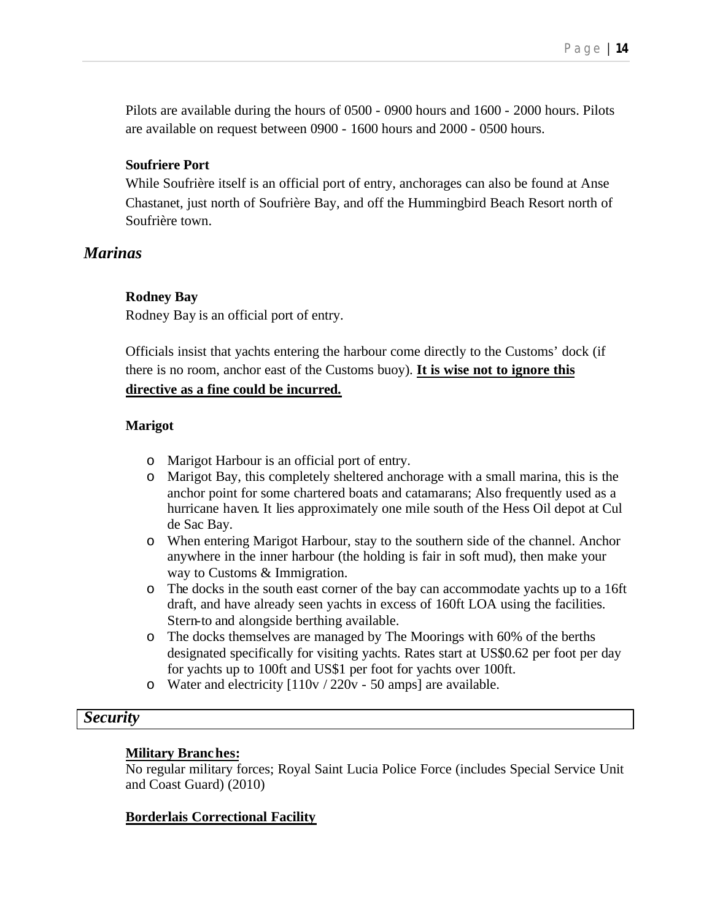Pilots are available during the hours of 0500 - 0900 hours and 1600 - 2000 hours. Pilots are available on request between 0900 - 1600 hours and 2000 - 0500 hours.

**Soufriere Port**

While Soufrière itself is an official port of entry, anchorages can also be found at Anse Chastanet, just north of Soufrière Bay, and off the Hummingbird Beach Resort north of Soufrière town.

## *Marinas*

**Rodney Bay**

Rodney Bay is an official port of entry.

Officials insist that yachts entering the harbour come directly to the Customs' dock (if there is no room, anchor east of the Customs buoy). **<u>It is wise not to ignore this directive as a fine could be incurred.</u>**

**Marigot**

- Marigot Harbour is an official port of entry.
- Marigot Bay, this completely sheltered anchorage with a small marina, this is the anchor point for some chartered boats and catamarans; Also frequently used as a hurricane haven. It lies approximately one mile south of the Hess Oil depot at Cul de Sac Bay.
- When entering Marigot Harbour, stay to the southern side of the channel. Anchor anywhere in the inner harbour (the holding is fair in soft mud), then make your way to Customs & Immigration.
- The docks in the south east corner of the bay can accommodate yachts up to a 16ft draft, and have already seen yachts in excess of 160ft LOA using the facilities. Stern-to and alongside berthing available.
- The docks themselves are managed by The Moorings with 60% of the berths designated specifically for visiting yachts. Rates start at US$0.62 per foot per day for yachts up to 100ft and US$1 per foot for yachts over 100ft.
- Water and electricity [110v / 220v - 50 amps] are available.

## *Security*

**<u>Military Branches:</u>**

No regular military forces; Royal Saint Lucia Police Force (includes Special Service Unit and Coast Guard) (2010)

**<u>Borderlais Correctional Facility</u>**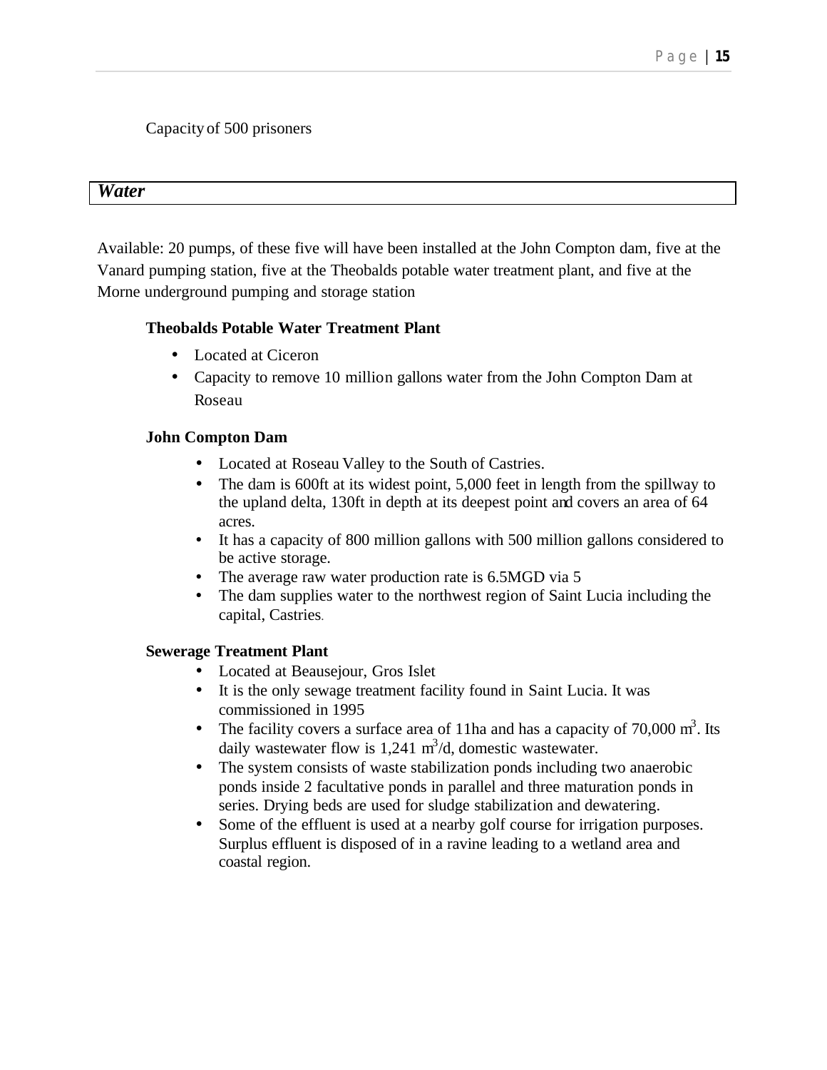Capacity of 500 prisoners

## *Water*

Available: 20 pumps, of these five will have been installed at the John Compton dam, five at the Vanard pumping station, five at the Theobalds potable water treatment plant, and five at the Morne underground pumping and storage station

**Theobalds Potable Water Treatment Plant**

- Located at Ciceron
- Capacity to remove 10 million gallons water from the John Compton Dam at Roseau

**John Compton Dam**

- Located at Roseau Valley to the South of Castries.
- The dam is 600ft at its widest point, 5,000 feet in length from the spillway to the upland delta, 130ft in depth at its deepest point and covers an area of 64 acres.
- It has a capacity of 800 million gallons with 500 million gallons considered to be active storage.
- The average raw water production rate is 6.5MGD via 5
- The dam supplies water to the northwest region of Saint Lucia including the capital, Castries.

**Sewerage Treatment Plant**

- Located at Beausejour, Gros Islet
- It is the only sewage treatment facility found in Saint Lucia. It was commissioned in 1995
- The facility covers a surface area of 11ha and has a capacity of 70,000 $m^3$. Its daily wastewater flow is 1,241 $m^3/d$, domestic wastewater.
- The system consists of waste stabilization ponds including two anaerobic ponds inside 2 facultative ponds in parallel and three maturation ponds in series. Drying beds are used for sludge stabilization and dewatering.
- Some of the effluent is used at a nearby golf course for irrigation purposes. Surplus effluent is disposed of in a ravine leading to a wetland area and coastal region.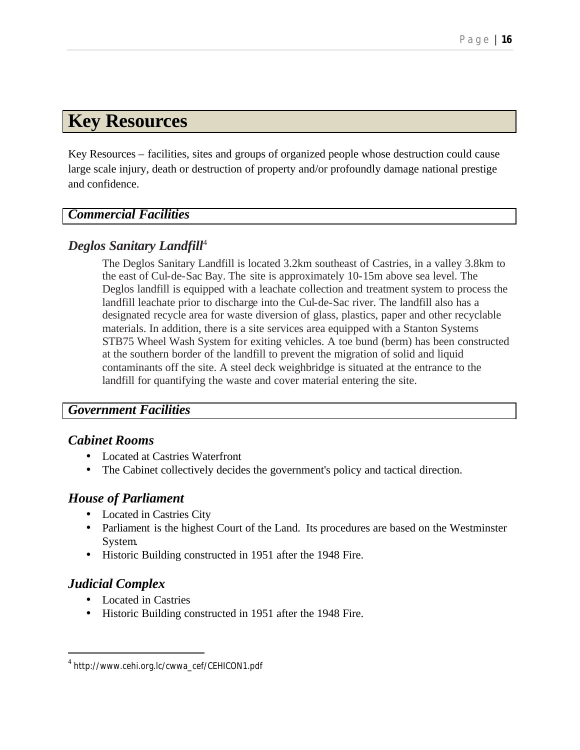# Key Resources

Key Resources – facilities, sites and groups of organized people whose destruction could cause large scale injury, death or destruction of property and/or profoundly damage national prestige and confidence.

## *Commercial Facilities*

### *Deglos Sanitary Landfill*[4]

The Deglos Sanitary Landfill is located 3.2km southeast of Castries, in a valley 3.8km to the east of Cul-de-Sac Bay. The site is approximately 10-15m above sea level. The Deglos landfill is equipped with a leachate collection and treatment system to process the landfill leachate prior to discharge into the Cul-de-Sac river. The landfill also has a designated recycle area for waste diversion of glass, plastics, paper and other recyclable materials. In addition, there is a site services area equipped with a Stanton Systems STB75 Wheel Wash System for exiting vehicles. A toe bund (berm) has been constructed at the southern border of the landfill to prevent the migration of solid and liquid contaminants off the site. A steel deck weighbridge is situated at the entrance to the landfill for quantifying the waste and cover material entering the site.

## *Government Facilities*

### *Cabinet Rooms*

- Located at Castries Waterfront
- The Cabinet collectively decides the government's policy and tactical direction.

### *House of Parliament*

- Located in Castries City
- Parliament is the highest Court of the Land. Its procedures are based on the Westminster System.
- Historic Building constructed in 1951 after the 1948 Fire.

### *Judicial Complex*

- Located in Castries
- Historic Building constructed in 1951 after the 1948 Fire.

---

[4] http://www.cehi.org.lc/cwwa_cef/CEHICON1.pdf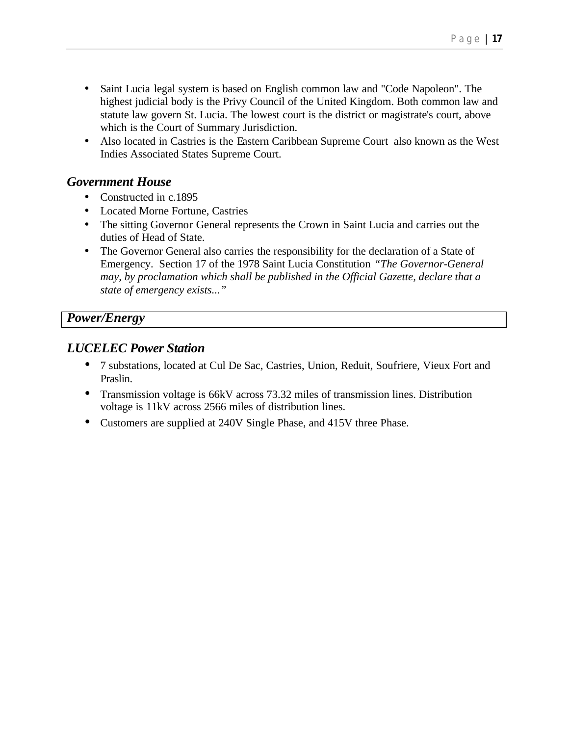- Saint Lucia legal system is based on English common law and "Code Napoleon". The highest judicial body is the Privy Council of the United Kingdom. Both common law and statute law govern St. Lucia. The lowest court is the district or magistrate's court, above which is the Court of Summary Jurisdiction.
- Also located in Castries is the Eastern Caribbean Supreme Court also known as the West Indies Associated States Supreme Court.

### *Government House*

- Constructed in c.1895
- Located Morne Fortune, Castries
- The sitting Governor General represents the Crown in Saint Lucia and carries out the duties of Head of State.
- The Governor General also carries the responsibility for the declaration of a State of Emergency. Section 17 of the 1978 Saint Lucia Constitution *"The Governor-General may, by proclamation which shall be published in the Official Gazette, declare that a state of emergency exists..."*

## *Power/Energy*

### *LUCELEC Power Station*

- 7 substations, located at Cul De Sac, Castries, Union, Reduit, Soufriere, Vieux Fort and Praslin.
- Transmission voltage is 66kV across 73.32 miles of transmission lines. Distribution voltage is 11kV across 2566 miles of distribution lines.
- Customers are supplied at 240V Single Phase, and 415V three Phase.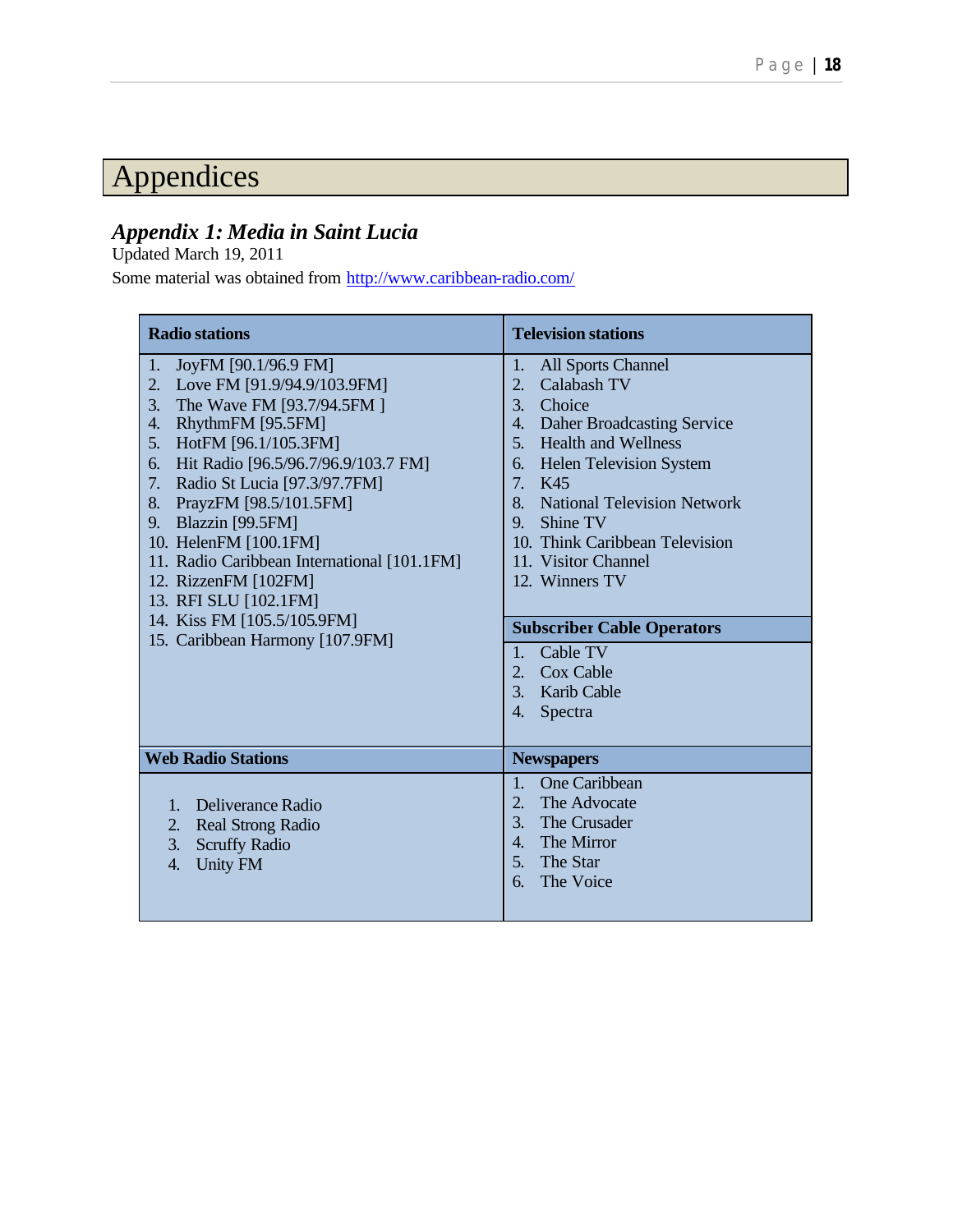# Appendices

## *Appendix 1: Media in Saint Lucia*

Updated March 19, 2011

Some material was obtained from http://www.caribbean-radio.com/

| **Radio stations** | **Television stations** |
|---|---|
| 1. JoyFM [90.1/96.9 FM]<br>2. Love FM [91.9/94.9/103.9FM]<br>3. The Wave FM [93.7/94.5FM ]<br>4. RhythmFM [95.5FM]<br>5. HotFM [96.1/105.3FM]<br>6. Hit Radio [96.5/96.7/96.9/103.7 FM]<br>7. Radio St Lucia [97.3/97.7FM]<br>8. PrayzFM [98.5/101.5FM]<br>9. Blazzin [99.5FM]<br>10. HelenFM [100.1FM]<br>11. Radio Caribbean International [101.1FM]<br>12. RizzenFM [102FM]<br>13. RFI SLU [102.1FM]<br>14. Kiss FM [105.5/105.9FM]<br>15. Caribbean Harmony [107.9FM] | 1. All Sports Channel<br>2. Calabash TV<br>3. Choice<br>4. Daher Broadcasting Service<br>5. Health and Wellness<br>6. Helen Television System<br>7. K45<br>8. National Television Network<br>9. Shine TV<br>10. Think Caribbean Television<br>11. Visitor Channel<br>12. Winners TV<br><br>**Subscriber Cable Operators**<br>1. Cable TV<br>2. Cox Cable<br>3. Karib Cable<br>4. Spectra |
| **Web Radio Stations** | **Newspapers** |
| 1. Deliverance Radio<br>2. Real Strong Radio<br>3. Scruffy Radio<br>4. Unity FM | 1. One Caribbean<br>2. The Advocate<br>3. The Crusader<br>4. The Mirror<br>5. The Star<br>6. The Voice |